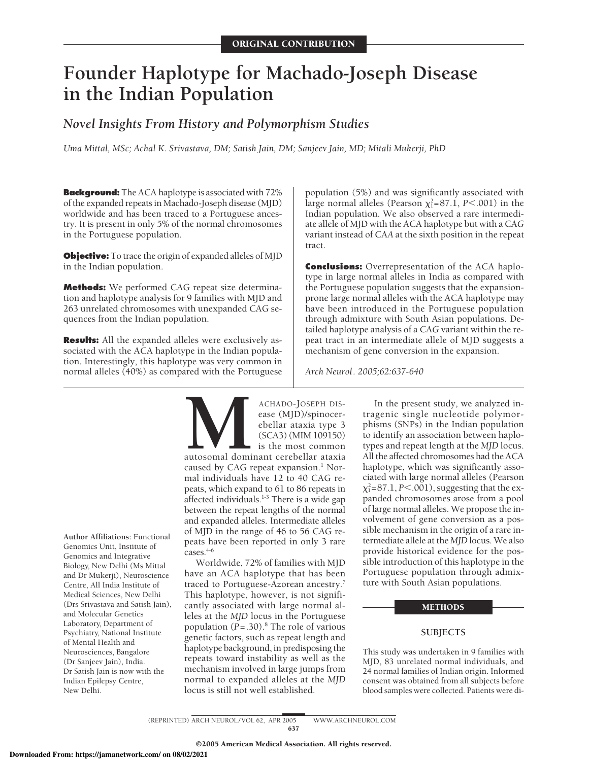ORIGINAL CONTRIBUTION

# Founder Haplotype for Machado-Joseph Disease in the Indian Population

## *Novel Insights From History and Polymorphism Studies*

*Uma Mittal, MSc; Achal K. Srivastava, DM; Satish Jain, DM; Sanjeev Jain, MD; Mitali Mukerji, PhD*

**Background:** The ACA haplotype is associated with 72% of the expanded repeats in Machado-Joseph disease (MJD) worldwide and has been traced to a Portuguese ancestry. It is present in only 5% of the normal chromosomes in the Portuguese population.

**Objective:** To trace the origin of expanded alleles of MJD in the Indian population.

**Methods:** We performed CAG repeat size determination and haplotype analysis for 9 families with MJD and 263 unrelated chromosomes with unexpanded CAG sequences from the Indian population.

**Results:** All the expanded alleles were exclusively associated with the ACA haplotype in the Indian population. Interestingly, this haplotype was very common in normal alleles (40%) as compared with the Portuguese population (5%) and was significantly associated with large normal alleles (Pearson $\chi^2_1$=87.1, $P$<.001) in the Indian population. We also observed a rare intermediate allele of MJD with the ACA haplotype but with a CAG variant instead of CAA at the sixth position in the repeat tract.

**Conclusions:** Overrepresentation of the ACA haplotype in large normal alleles in India as compared with the Portuguese population suggests that the expansion-prone large normal alleles with the ACA haplotype may have been introduced in the Portuguese population through admixture with South Asian populations. Detailed haplotype analysis of a CAG variant within the repeat tract in an intermediate allele of MJD suggests a mechanism of gene conversion in the expansion.

*Arch Neurol. 2005;62:637-640*

Machado-Joseph disease (MJD)/spinocerebellar ataxia type 3 (SCA3) (MIM 109150) is the most common autosomal dominant cerebellar ataxia caused by CAG repeat expansion.[1] Normal individuals have 12 to 40 CAG repeats, which expand to 61 to 86 repeats in affected individuals.[1-3] There is a wide gap between the repeat lengths of the normal and expanded alleles. Intermediate alleles of MJD in the range of 46 to 56 CAG repeats have been reported in only 3 rare cases.[4-6]

Worldwide, 72% of families with MJD have an ACA haplotype that has been traced to Portuguese-Azorean ancestry.[7] This haplotype, however, is not significantly associated with large normal alleles at the *MJD* locus in the Portuguese population ($P$=.30).[8] The role of various genetic factors, such as repeat length and haplotype background, in predisposing the repeats toward instability as well as the mechanism involved in large jumps from normal to expanded alleles at the *MJD* locus is still not well established.

In the present study, we analyzed intragenic single nucleotide polymorphisms (SNPs) in the Indian population to identify an association between haplotypes and repeat length at the *MJD* locus. All the affected chromosomes had the ACA haplotype, which was significantly associated with large normal alleles (Pearson $\chi^2_1$=87.1, $P$<.001), suggesting that the expanded chromosomes arose from a pool of large normal alleles. We propose the involvement of gene conversion as a possible mechanism in the origin of a rare intermediate allele at the *MJD* locus. We also provide historical evidence for the possible introduction of this haplotype in the Portuguese population through admixture with South Asian populations.

**Author Affiliations:** Functional Genomics Unit, Institute of Genomics and Integrative Biology, New Delhi (Ms Mittal and Dr Mukerji), Neuroscience Centre, All India Institute of Medical Sciences, New Delhi (Drs Srivastava and Satish Jain), and Molecular Genetics Laboratory, Department of Psychiatry, National Institute of Mental Health and Neurosciences, Bangalore (Dr Sanjeev Jain), India. Dr Satish Jain is now with the Indian Epilepsy Centre, New Delhi.

## METHODS

### SUBJECTS

This study was undertaken in 9 families with MJD, 83 unrelated normal individuals, and 24 normal families of Indian origin. Informed consent was obtained from all subjects before blood samples were collected. Patients were di-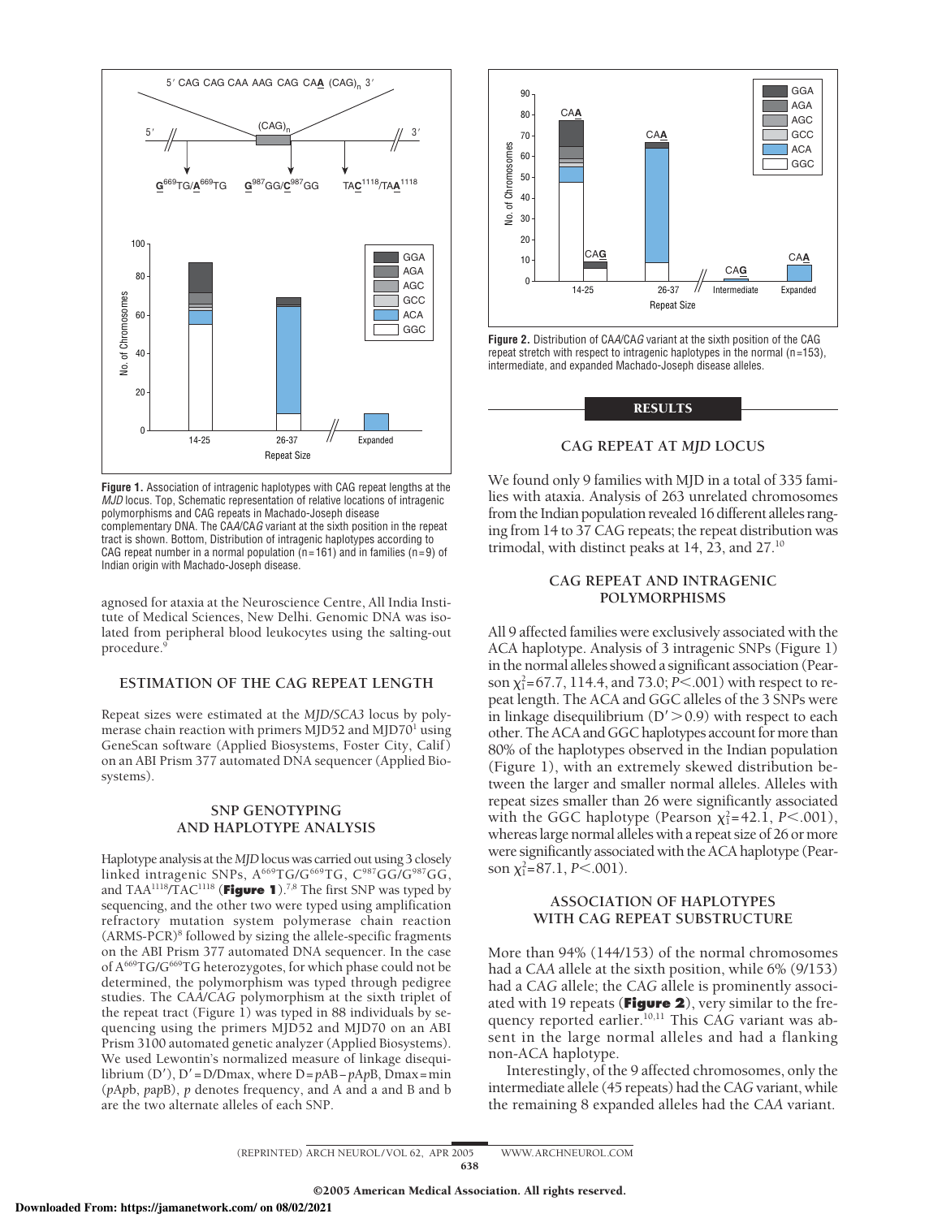**Figure 1.** Association of intragenic haplotypes with CAG repeat lengths at the *MJD* locus. Top, Schematic representation of relative locations of intragenic polymorphisms and CAG repeats in Machado-Joseph disease complementary DNA. The CA*A*/CA*G* variant at the sixth position in the repeat tract is shown. Bottom, Distribution of intragenic haplotypes according to CAG repeat number in a normal population (n=161) and in families (n=9) of Indian origin with Machado-Joseph disease.

agnosed for ataxia at the Neuroscience Centre, All India Institute of Medical Sciences, New Delhi. Genomic DNA was isolated from peripheral blood leukocytes using the salting-out procedure.[9]

### ESTIMATION OF THE CAG REPEAT LENGTH

Repeat sizes were estimated at the *MJD/SCA3* locus by polymerase chain reaction with primers MJD52 and MJD70[1] using GeneScan software (Applied Biosystems, Foster City, Calif) on an ABI Prism 377 automated DNA sequencer (Applied Biosystems).

### SNP GENOTYPING AND HAPLOTYPE ANALYSIS

Haplotype analysis at the *MJD* locus was carried out using 3 closely linked intragenic SNPs, $A^{669}$TG/$G^{669}$TG, $C^{987}$GG/$G^{987}$GG, and $TAA^{1118}$/$TAC^{1118}$ (**Figure 1**).[7,8] The first SNP was typed by sequencing, and the other two were typed using amplification refractory mutation system polymerase chain reaction (ARMS-PCR)[8] followed by sizing the allele-specific fragments on the ABI Prism 377 automated DNA sequencer. In the case of $A^{669}$TG/$G^{669}$TG heterozygotes, for which phase could not be determined, the polymorphism was typed through pedigree studies. The CA*A*/CA*G* polymorphism at the sixth triplet of the repeat tract (Figure 1) was typed in 88 individuals by sequencing using the primers MJD52 and MJD70 on an ABI Prism 3100 automated genetic analyzer (Applied Biosystems). We used Lewontin's normalized measure of linkage disequilibrium (D′), D′=D/Dmax, where D=*p*AB−*p*A*p*B, Dmax=min (*p*A*p*b, *pap*B), *p* denotes frequency, and A and a and B and b are the two alternate alleles of each SNP.

**Figure 2.** Distribution of CA*A*/CA*G* variant at the sixth position of the CAG repeat stretch with respect to intragenic haplotypes in the normal (n=153), intermediate, and expanded Machado-Joseph disease alleles.

## RESULTS

### CAG REPEAT AT *MJD* LOCUS

We found only 9 families with MJD in a total of 335 families with ataxia. Analysis of 263 unrelated chromosomes from the Indian population revealed 16 different alleles ranging from 14 to 37 CAG repeats; the repeat distribution was trimodal, with distinct peaks at 14, 23, and 27.[10]

### CAG REPEAT AND INTRAGENIC POLYMORPHISMS

All 9 affected families were exclusively associated with the ACA haplotype. Analysis of 3 intragenic SNPs (Figure 1) in the normal alleles showed a significant association (Pearson $\chi^2_1$=67.7, 114.4, and 73.0; $P<.001$) with respect to repeat length. The ACA and GGC alleles of the 3 SNPs were in linkage disequilibrium (D′>0.9) with respect to each other. The ACA and GGC haplotypes account for more than 80% of the haplotypes observed in the Indian population (Figure 1), with an extremely skewed distribution between the larger and smaller normal alleles. Alleles with repeat sizes smaller than 26 were significantly associated with the GGC haplotype (Pearson $\chi^2_1$=42.1, $P<.001$), whereas large normal alleles with a repeat size of 26 or more were significantly associated with the ACA haplotype (Pearson $\chi^2_1$=87.1, $P<.001$).

### ASSOCIATION OF HAPLOTYPES WITH CAG REPEAT SUBSTRUCTURE

More than 94% (144/153) of the normal chromosomes had a CA*A* allele at the sixth position, while 6% (9/153) had a CA*G* allele; the CA*G* allele is prominently associated with 19 repeats (**Figure 2**), very similar to the frequency reported earlier.[10,11] This CA*G* variant was absent in the large normal alleles and had a flanking non-ACA haplotype.

Interestingly, of the 9 affected chromosomes, only the intermediate allele (45 repeats) had the CA*G* variant, while the remaining 8 expanded alleles had the CA*A* variant.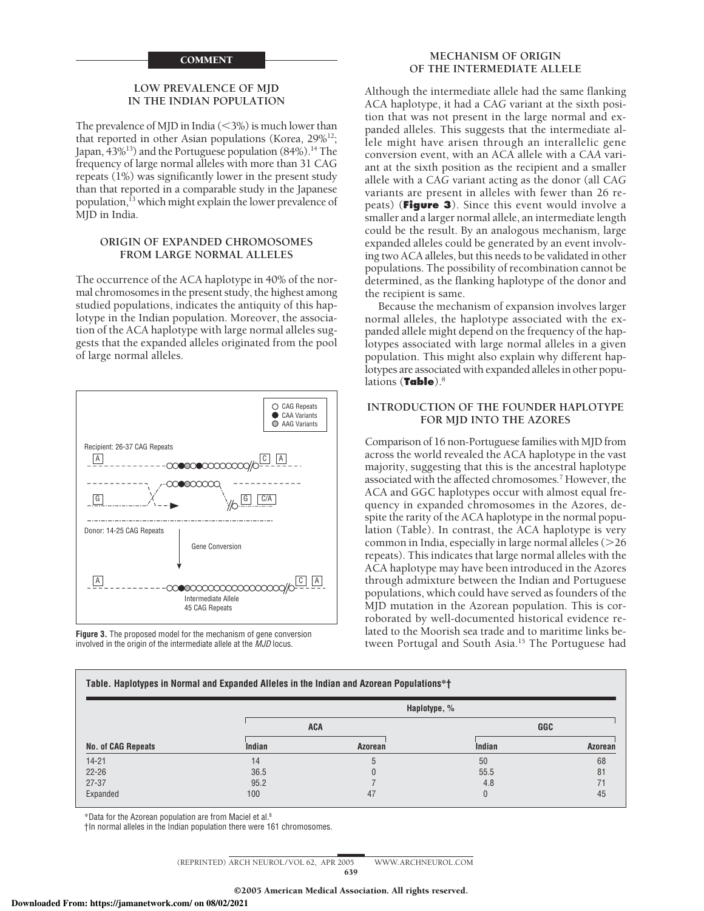## COMMENT

### LOW PREVALENCE OF MJD IN THE INDIAN POPULATION

The prevalence of MJD in India (<3%) is much lower than that reported in other Asian populations (Korea, 29%[12]; Japan, 43%[13]) and the Portuguese population (84%).[14] The frequency of large normal alleles with more than 31 CAG repeats (1%) was significantly lower in the present study than that reported in a comparable study in the Japanese population,[13] which might explain the lower prevalence of MJD in India.

### ORIGIN OF EXPANDED CHROMOSOMES FROM LARGE NORMAL ALLELES

The occurrence of the ACA haplotype in 40% of the normal chromosomes in the present study, the highest among studied populations, indicates the antiquity of this haplotype in the Indian population. Moreover, the association of the ACA haplotype with large normal alleles suggests that the expanded alleles originated from the pool of large normal alleles.

**Figure 3.** The proposed model for the mechanism of gene conversion involved in the origin of the intermediate allele at the *MJD* locus.

### MECHANISM OF ORIGIN OF THE INTERMEDIATE ALLELE

Although the intermediate allele had the same flanking ACA haplotype, it had a CA*G* variant at the sixth position that was not present in the large normal and expanded alleles. This suggests that the intermediate allele might have arisen through an interallelic gene conversion event, with an ACA allele with a CA*A* variant at the sixth position as the recipient and a smaller allele with a CA*G* variant acting as the donor (all CA*G* variants are present in alleles with fewer than 26 repeats) (**Figure 3**). Since this event would involve a smaller and a larger normal allele, an intermediate length could be the result. By an analogous mechanism, large expanded alleles could be generated by an event involving two ACA alleles, but this needs to be validated in other populations. The possibility of recombination cannot be determined, as the flanking haplotype of the donor and the recipient is same.

Because the mechanism of expansion involves larger normal alleles, the haplotype associated with the expanded allele might depend on the frequency of the haplotypes associated with large normal alleles in a given population. This might also explain why different haplotypes are associated with expanded alleles in other populations (**Table**).[8]

### INTRODUCTION OF THE FOUNDER HAPLOTYPE FOR MJD INTO THE AZORES

Comparison of 16 non-Portuguese families with MJD from across the world revealed the ACA haplotype in the vast majority, suggesting that this is the ancestral haplotype associated with the affected chromosomes.[7] However, the ACA and GGC haplotypes occur with almost equal frequency in expanded chromosomes in the Azores, despite the rarity of the ACA haplotype in the normal population (Table). In contrast, the ACA haplotype is very common in India, especially in large normal alleles (>26 repeats). This indicates that large normal alleles with the ACA haplotype may have been introduced in the Azores through admixture between the Indian and Portuguese populations, which could have served as founders of the MJD mutation in the Azorean population. This is corroborated by well-documented historical evidence related to the Moorish sea trade and to maritime links between Portugal and South Asia.[15] The Portuguese had

**Table. Haplotypes in Normal and Expanded Alleles in the Indian and Azorean Populations*†**

| | Haplotype, % | | | |
|---|---|---|---|---|
| | ACA | | GGC | |
| No. of CAG Repeats | Indian | Azorean | Indian | Azorean |
| 14-21 | 14 | 5 | 50 | 68 |
| 22-26 | 36.5 | 0 | 55.5 | 81 |
| 27-37 | 95.2 | 7 | 4.8 | 71 |
| Expanded | 100 | 47 | 0 | 45 |

*Data for the Azorean population are from Maciel et al.[8]

†In normal alleles in the Indian population there were 161 chromosomes.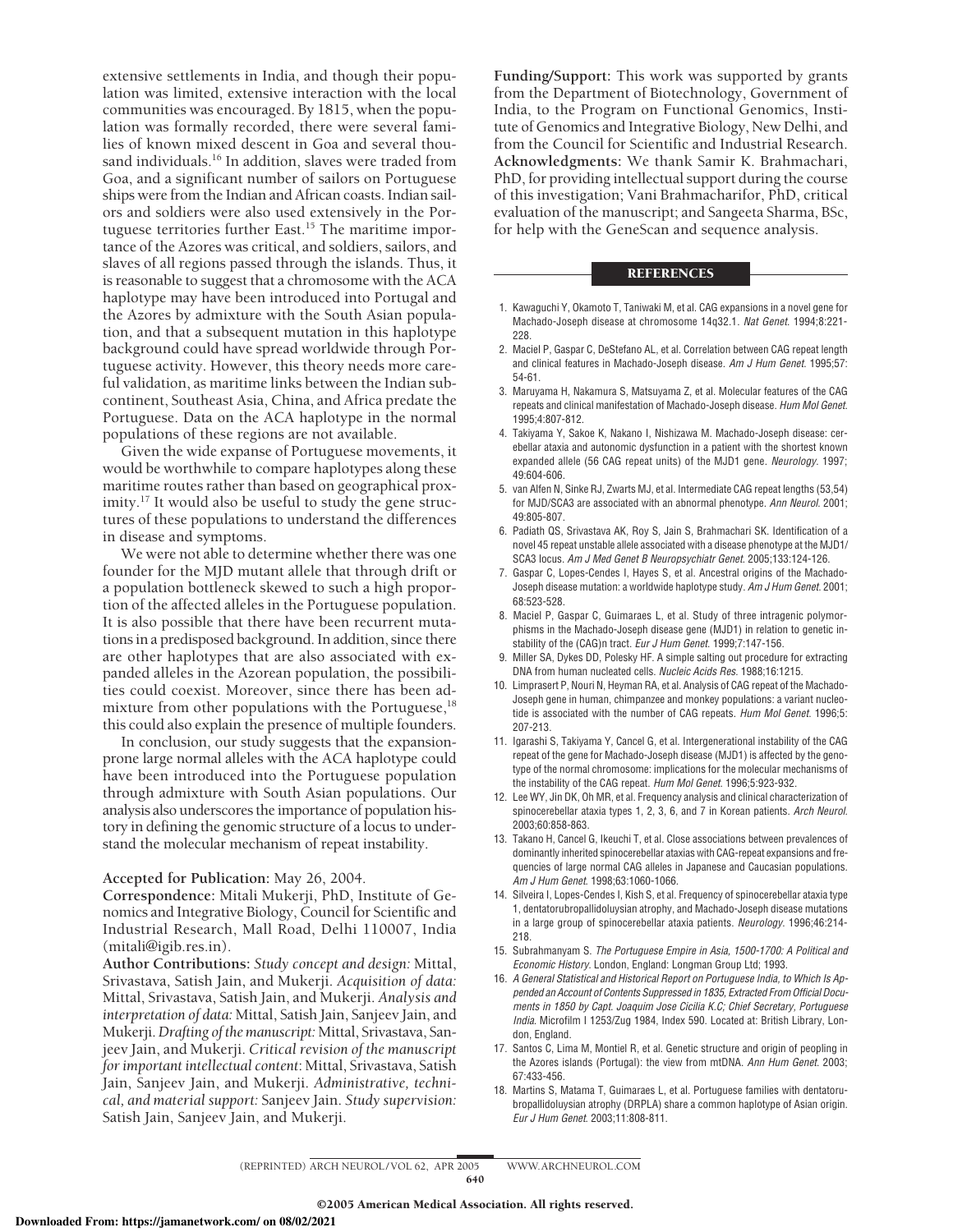extensive settlements in India, and though their population was limited, extensive interaction with the local communities was encouraged. By 1815, when the population was formally recorded, there were several families of known mixed descent in Goa and several thousand individuals.[16] In addition, slaves were traded from Goa, and a significant number of sailors on Portuguese ships were from the Indian and African coasts. Indian sailors and soldiers were also used extensively in the Portuguese territories further East.[15] The maritime importance of the Azores was critical, and soldiers, sailors, and slaves of all regions passed through the islands. Thus, it is reasonable to suggest that a chromosome with the ACA haplotype may have been introduced into Portugal and the Azores by admixture with the South Asian population, and that a subsequent mutation in this haplotype background could have spread worldwide through Portuguese activity. However, this theory needs more careful validation, as maritime links between the Indian subcontinent, Southeast Asia, China, and Africa predate the Portuguese. Data on the ACA haplotype in the normal populations of these regions are not available.

Given the wide expanse of Portuguese movements, it would be worthwhile to compare haplotypes along these maritime routes rather than based on geographical proximity.[17] It would also be useful to study the gene structures of these populations to understand the differences in disease and symptoms.

We were not able to determine whether there was one founder for the MJD mutant allele that through drift or a population bottleneck skewed to such a high proportion of the affected alleles in the Portuguese population. It is also possible that there have been recurrent mutations in a predisposed background. In addition, since there are other haplotypes that are also associated with expanded alleles in the Azorean population, the possibilities could coexist. Moreover, since there has been admixture from other populations with the Portuguese,[18] this could also explain the presence of multiple founders.

In conclusion, our study suggests that the expansion-prone large normal alleles with the ACA haplotype could have been introduced into the Portuguese population through admixture with South Asian populations. Our analysis also underscores the importance of population history in defining the genomic structure of a locus to understand the molecular mechanism of repeat instability.

**Accepted for Publication:** May 26, 2004.

**Correspondence:** Mitali Mukerji, PhD, Institute of Genomics and Integrative Biology, Council for Scientific and Industrial Research, Mall Road, Delhi 110007, India (mitali@igib.res.in).

**Author Contributions:** *Study concept and design:* Mittal, Srivastava, Satish Jain, and Mukerji. *Acquisition of data:* Mittal, Srivastava, Satish Jain, and Mukerji. *Analysis and interpretation of data:* Mittal, Satish Jain, Sanjeev Jain, and Mukerji. *Drafting of the manuscript:* Mittal, Srivastava, Sanjeev Jain, and Mukerji. *Critical revision of the manuscript for important intellectual content:* Mittal, Srivastava, Satish Jain, Sanjeev Jain, and Mukerji. *Administrative, technical, and material support:* Sanjeev Jain. *Study supervision:* Satish Jain, Sanjeev Jain, and Mukerji.

**Funding/Support:** This work was supported by grants from the Department of Biotechnology, Government of India, to the Program on Functional Genomics, Institute of Genomics and Integrative Biology, New Delhi, and from the Council for Scientific and Industrial Research.

**Acknowledgments:** We thank Samir K. Brahmachari, PhD, for providing intellectual support during the course of this investigation; Vani Brahmacharifor, PhD, critical evaluation of the manuscript; and Sangeeta Sharma, BSc, for help with the GeneScan and sequence analysis.

## REFERENCES

1. Kawaguchi Y, Okamoto T, Taniwaki M, et al. CAG expansions in a novel gene for Machado-Joseph disease at chromosome 14q32.1. *Nat Genet.* 1994;8:221-228.
2. Maciel P, Gaspar C, DeStefano AL, et al. Correlation between CAG repeat length and clinical features in Machado-Joseph disease. *Am J Hum Genet.* 1995;57:54-61.
3. Maruyama H, Nakamura S, Matsuyama Z, et al. Molecular features of the CAG repeats and clinical manifestation of Machado-Joseph disease. *Hum Mol Genet.* 1995;4:807-812.
4. Takiyama Y, Sakoe K, Nakano I, Nishizawa M. Machado-Joseph disease: cerebellar ataxia and autonomic dysfunction in a patient with the shortest known expanded allele (56 CAG repeat units) of the MJD1 gene. *Neurology.* 1997;49:604-606.
5. van Alfen N, Sinke RJ, Zwarts MJ, et al. Intermediate CAG repeat lengths (53,54) for MJD/SCA3 are associated with an abnormal phenotype. *Ann Neurol.* 2001;49:805-807.
6. Padiath QS, Srivastava AK, Roy S, Jain S, Brahmachari SK. Identification of a novel 45 repeat unstable allele associated with a disease phenotype at the MJD1/SCA3 locus. *Am J Med Genet B Neuropsychiatr Genet.* 2005;133:124-126.
7. Gaspar C, Lopes-Cendes I, Hayes S, et al. Ancestral origins of the Machado-Joseph disease mutation: a worldwide haplotype study. *Am J Hum Genet.* 2001;68:523-528.
8. Maciel P, Gaspar C, Guimaraes L, et al. Study of three intragenic polymorphisms in the Machado-Joseph disease gene (MJD1) in relation to genetic instability of the (CAG)n tract. *Eur J Hum Genet.* 1999;7:147-156.
9. Miller SA, Dykes DD, Polesky HF. A simple salting out procedure for extracting DNA from human nucleated cells. *Nucleic Acids Res.* 1988;16:1215.
10. Limprasert P, Nouri N, Heyman RA, et al. Analysis of CAG repeat of the Machado-Joseph gene in human, chimpanzee and monkey populations: a variant nucleotide is associated with the number of CAG repeats. *Hum Mol Genet.* 1996;5:207-213.
11. Igarashi S, Takiyama Y, Cancel G, et al. Intergenerational instability of the CAG repeat of the gene for Machado-Joseph disease (MJD1) is affected by the genotype of the normal chromosome: implications for the molecular mechanisms of the instability of the CAG repeat. *Hum Mol Genet.* 1996;5:923-932.
12. Lee WY, Jin DK, Oh MR, et al. Frequency analysis and clinical characterization of spinocerebellar ataxia types 1, 2, 3, 6, and 7 in Korean patients. *Arch Neurol.* 2003;60:858-863.
13. Takano H, Cancel G, Ikeuchi T, et al. Close associations between prevalences of dominantly inherited spinocerebellar ataxias with CAG-repeat expansions and frequencies of large normal CAG alleles in Japanese and Caucasian populations. *Am J Hum Genet.* 1998;63:1060-1066.
14. Silveira I, Lopes-Cendes I, Kish S, et al. Frequency of spinocerebellar ataxia type 1, dentatorubropallidoluysian atrophy, and Machado-Joseph disease mutations in a large group of spinocerebellar ataxia patients. *Neurology.* 1996;46:214-218.
15. Subrahmanyam S. *The Portuguese Empire in Asia, 1500-1700: A Political and Economic History.* London, England: Longman Group Ltd; 1993.
16. *A General Statistical and Historical Report on Portuguese India, to Which Is Appended an Account of Contents Suppressed in 1835, Extracted From Official Documents in 1850 by Capt. Joaquim Jose Cicilia K.C; Chief Secretary, Portuguese India.* Microfilm I 1253/Zug 1984, Index 590. Located at: British Library, London, England.
17. Santos C, Lima M, Montiel R, et al. Genetic structure and origin of peopling in the Azores islands (Portugal): the view from mtDNA. *Ann Hum Genet.* 2003;67:433-456.
18. Martins S, Matama T, Guimaraes L, et al. Portuguese families with dentatorubropallidoluysian atrophy (DRPLA) share a common haplotype of Asian origin. *Eur J Hum Genet.* 2003;11:808-811.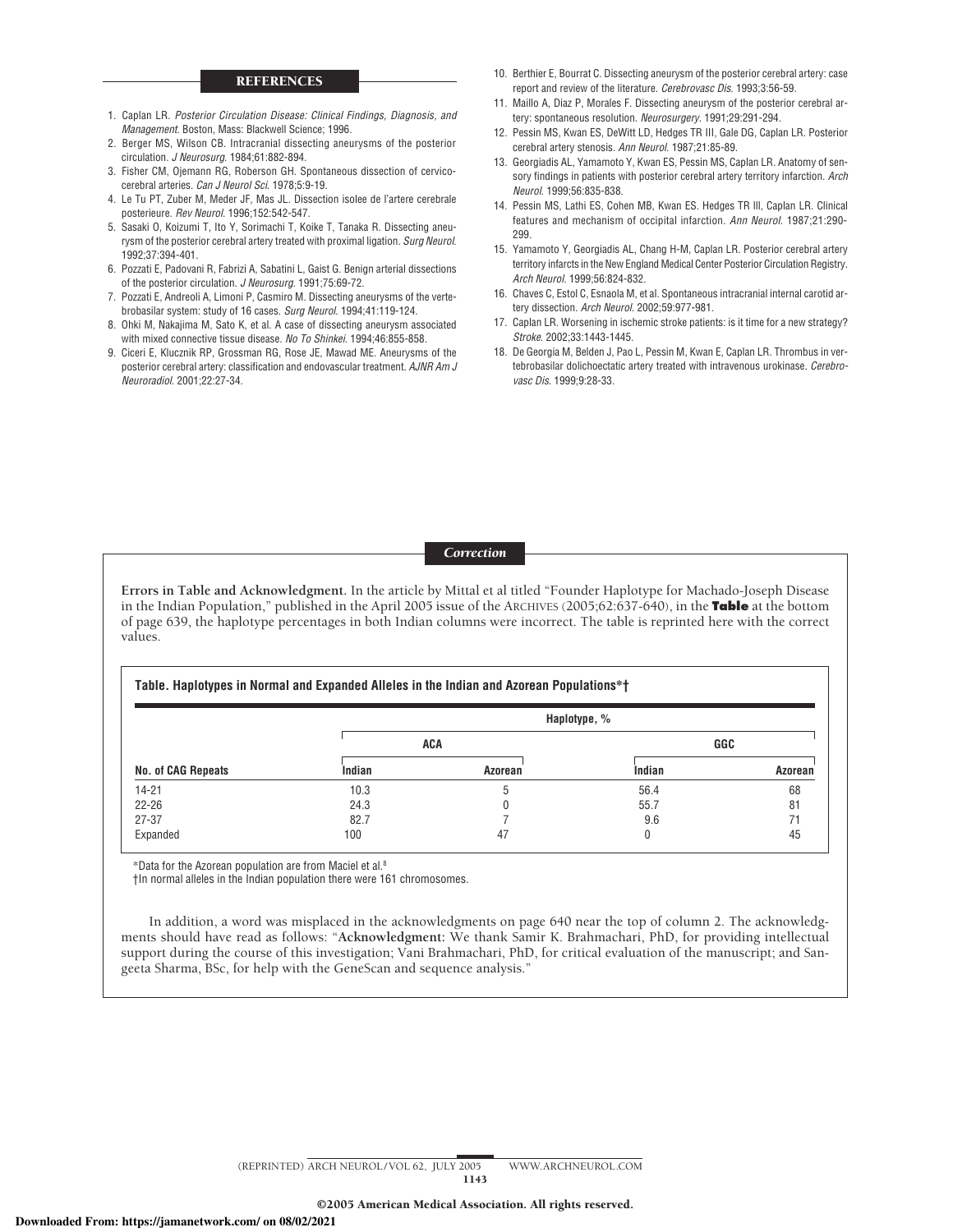## REFERENCES

1. Caplan LR. *Posterior Circulation Disease: Clinical Findings, Diagnosis, and Management*. Boston, Mass: Blackwell Science; 1996.
2. Berger MS, Wilson CB. Intracranial dissecting aneurysms of the posterior circulation. *J Neurosurg*. 1984;61:882-894.
3. Fisher CM, Ojemann RG, Roberson GH. Spontaneous dissection of cervico-cerebral arteries. *Can J Neurol Sci*. 1978;5:9-19.
4. Le Tu PT, Zuber M, Meder JF, Mas JL. Dissection isolee de l'artere cerebrale posterieure. *Rev Neurol*. 1996;152:542-547.
5. Sasaki O, Koizumi T, Ito Y, Sorimachi T, Koike T, Tanaka R. Dissecting aneurysm of the posterior cerebral artery treated with proximal ligation. *Surg Neurol*. 1992;37:394-401.
6. Pozzati E, Padovani R, Fabrizi A, Sabatini L, Gaist G. Benign arterial dissections of the posterior circulation. *J Neurosurg*. 1991;75:69-72.
7. Pozzati E, Andreoli A, Limoni P, Casmiro M. Dissecting aneurysms of the vertebrobasilar system: study of 16 cases. *Surg Neurol*. 1994;41:119-124.
8. Ohki M, Nakajima M, Sato K, et al. A case of dissecting aneurysm associated with mixed connective tissue disease. *No To Shinkei*. 1994;46:855-858.
9. Ciceri E, Klucznik RP, Grossman RG, Rose JE, Mawad ME. Aneurysms of the posterior cerebral artery: classification and endovascular treatment. *AJNR Am J Neuroradiol*. 2001;22:27-34.
10. Berthier E, Bourrat C. Dissecting aneurysm of the posterior cerebral artery: case report and review of the literature. *Cerebrovasc Dis*. 1993;3:56-59.
11. Maillo A, Diaz P, Morales F. Dissecting aneurysm of the posterior cerebral artery: spontaneous resolution. *Neurosurgery*. 1991;29:291-294.
12. Pessin MS, Kwan ES, DeWitt LD, Hedges TR III, Gale DG, Caplan LR. Posterior cerebral artery stenosis. *Ann Neurol*. 1987;21:85-89.
13. Georgiadis AL, Yamamoto Y, Kwan ES, Pessin MS, Caplan LR. Anatomy of sensory findings in patients with posterior cerebral artery territory infarction. *Arch Neurol*. 1999;56:835-838.
14. Pessin MS, Lathi ES, Cohen MB, Kwan ES. Hedges TR III, Caplan LR. Clinical features and mechanism of occipital infarction. *Ann Neurol*. 1987;21:290-299.
15. Yamamoto Y, Georgiadis AL, Chang H-M, Caplan LR. Posterior cerebral artery territory infarcts in the New England Medical Center Posterior Circulation Registry. *Arch Neurol*. 1999;56:824-832.
16. Chaves C, Estol C, Esnaola M, et al. Spontaneous intracranial internal carotid artery dissection. *Arch Neurol*. 2002;59:977-981.
17. Caplan LR. Worsening in ischemic stroke patients: is it time for a new strategy? *Stroke*. 2002;33:1443-1445.
18. De Georgia M, Belden J, Pao L, Pessin M, Kwan E, Caplan LR. Thrombus in vertebrobasilar dolichoectatic artery treated with intravenous urokinase. *Cerebrovasc Dis*. 1999;9:28-33.

## *Correction*

**Errors in Table and Acknowledgment.** In the article by Mittal et al titled "Founder Haplotype for Machado-Joseph Disease in the Indian Population," published in the April 2005 issue of the ARCHIVES (2005;62:637-640), in the **Table** at the bottom of page 639, the haplotype percentages in both Indian columns were incorrect. The table is reprinted here with the correct values.

**Table. Haplotypes in Normal and Expanded Alleles in the Indian and Azorean Populations*†**

| | Haplotype, % | | | |
|---|---|---|---|---|
| | ACA | | GGC | |
| No. of CAG Repeats | Indian | Azorean | Indian | Azorean |
| 14-21 | 10.3 | 5 | 56.4 | 68 |
| 22-26 | 24.3 | 0 | 55.7 | 81 |
| 27-37 | 82.7 | 7 | 9.6 | 71 |
| Expanded | 100 | 47 | 0 | 45 |

*Data for the Azorean population are from Maciel et al.[8]
†In normal alleles in the Indian population there were 161 chromosomes.

In addition, a word was misplaced in the acknowledgments on page 640 near the top of column 2. The acknowledgments should have read as follows: "**Acknowledgment:** We thank Samir K. Brahmachari, PhD, for providing intellectual support during the course of this investigation; Vani Brahmachari, PhD, for critical evaluation of the manuscript; and Sangeeta Sharma, BSc, for help with the GeneScan and sequence analysis."